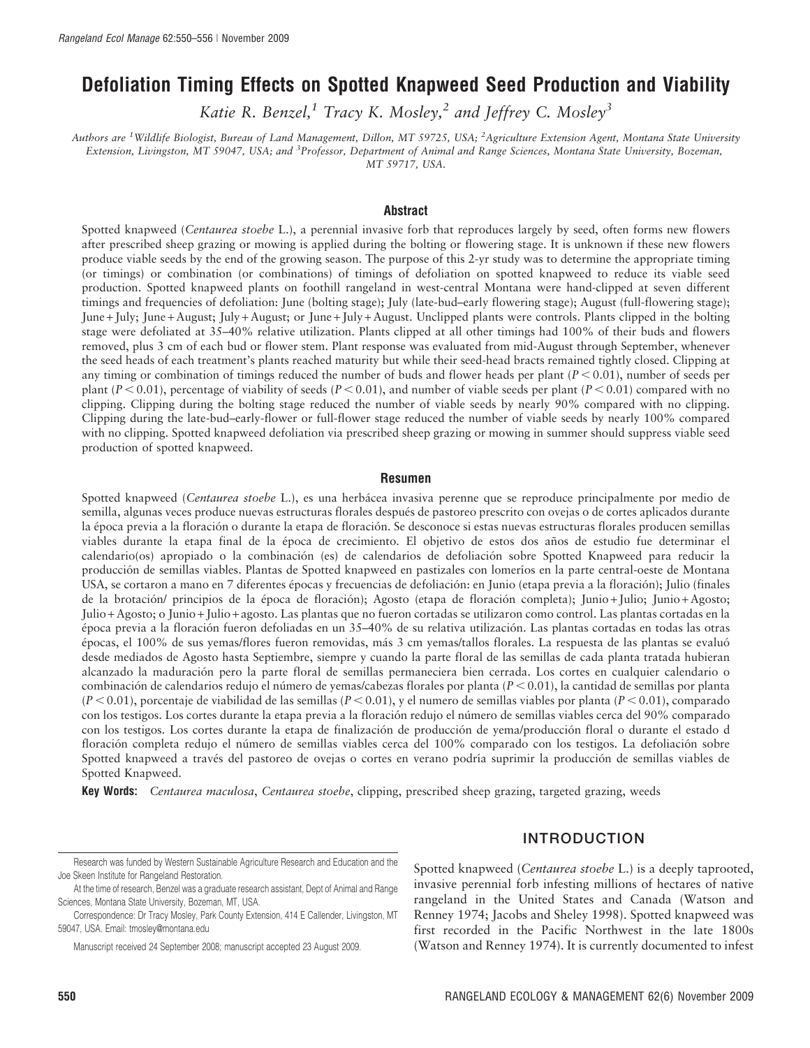# Defoliation Timing Effects on Spotted Knapweed Seed Production and Viability

*Katie R. Benzel,*[1] *Tracy K. Mosley,*[2] *and Jeffrey C. Mosley*[3]

*Authors are* [1]*Wildlife Biologist, Bureau of Land Management, Dillon, MT 59725, USA;* [2]*Agriculture Extension Agent, Montana State University Extension, Livingston, MT 59047, USA; and* [3]*Professor, Department of Animal and Range Sciences, Montana State University, Bozeman, MT 59717, USA.*

## Abstract

Spotted knapweed (*Centaurea stoebe* L.), a perennial invasive forb that reproduces largely by seed, often forms new flowers after prescribed sheep grazing or mowing is applied during the bolting or flowering stage. It is unknown if these new flowers produce viable seeds by the end of the growing season. The purpose of this 2-yr study was to determine the appropriate timing (or timings) or combination (or combinations) of timings of defoliation on spotted knapweed to reduce its viable seed production. Spotted knapweed plants on foothill rangeland in west-central Montana were hand-clipped at seven different timings and frequencies of defoliation: June (bolting stage); July (late-bud–early flowering stage); August (full-flowering stage); June + July; June + August; July + August; or June + July + August. Unclipped plants were controls. Plants clipped in the bolting stage were defoliated at 35–40% relative utilization. Plants clipped at all other timings had 100% of their buds and flowers removed, plus 3 cm of each bud or flower stem. Plant response was evaluated from mid-August through September, whenever the seed heads of each treatment's plants reached maturity but while their seed-head bracts remained tightly closed. Clipping at any timing or combination of timings reduced the number of buds and flower heads per plant ($P < 0.01$), number of seeds per plant ($P < 0.01$), percentage of viability of seeds ($P < 0.01$), and number of viable seeds per plant ($P < 0.01$) compared with no clipping. Clipping during the bolting stage reduced the number of viable seeds by nearly 90% compared with no clipping. Clipping during the late-bud–early-flower or full-flower stage reduced the number of viable seeds by nearly 100% compared with no clipping. Spotted knapweed defoliation via prescribed sheep grazing or mowing in summer should suppress viable seed production of spotted knapweed.

## Resumen

Spotted knapweed (*Centaurea stoebe* L.), es una herbácea invasiva perenne que se reproduce principalmente por medio de semilla, algunas veces produce nuevas estructuras florales después de pastoreo prescrito con ovejas o de cortes aplicados durante la época previa a la floración o durante la etapa de floración. Se desconoce si estas nuevas estructuras florales producen semillas viables durante la etapa final de la época de crecimiento. El objetivo de estos dos años de estudio fue determinar el calendario(os) apropiado o la combinación (es) de calendarios de defoliación sobre Spotted Knapweed para reducir la producción de semillas viables. Plantas de Spotted knapweed en pastizales con lomeríos en la parte central-oeste de Montana USA, se cortaron a mano en 7 diferentes épocas y frecuencias de defoliación: en Junio (etapa previa a la floración); Julio (finales de la brotación/ principios de la época de floración); Agosto (etapa de floración completa); Junio + Julio; Junio + Agosto; Julio + Agosto; o Junio + Julio + agosto. Las plantas que no fueron cortadas se utilizaron como control. Las plantas cortadas en la época previa a la floración fueron defoliadas en un 35–40% de su relativa utilización. Las plantas cortadas en todas las otras épocas, el 100% de sus yemas/flores fueron removidas, más 3 cm yemas/tallos florales. La respuesta de las plantas se evaluó desde mediados de Agosto hasta Septiembre, siempre y cuando la parte floral de las semillas de cada planta tratada hubieran alcanzado la maduración pero la parte floral de semillas permaneciera bien cerrada. Los cortes en cualquier calendario o combinación de calendarios redujo el número de yemas/cabezas florales por planta ($P < 0.01$), la cantidad de semillas por planta ($P < 0.01$), porcentaje de viabilidad de las semillas ($P < 0.01$), y el numero de semillas viables por planta ($P < 0.01$), comparado con los testigos. Los cortes durante la etapa previa a la floración redujo el número de semillas viables cerca del 90% comparado con los testigos. Los cortes durante la etapa de finalización de producción de yema/producción floral o durante el estado d floración completa redujo el número de semillas viables cerca del 100% comparado con los testigos. La defoliación sobre Spotted knapweed a través del pastoreo de ovejas o cortes en verano podría suprimir la producción de semillas viables de Spotted Knapweed.

**Key Words:** *Centaurea maculosa*, *Centaurea stoebe*, clipping, prescribed sheep grazing, targeted grazing, weeds

## INTRODUCTION

Spotted knapweed (*Centaurea stoebe* L.) is a deeply taprooted, invasive perennial forb infesting millions of hectares of native rangeland in the United States and Canada (Watson and Renney 1974; Jacobs and Sheley 1998). Spotted knapweed was first recorded in the Pacific Northwest in the late 1800s (Watson and Renney 1974). It is currently documented to infest

Research was funded by Western Sustainable Agriculture Research and Education and the Joe Skeen Institute for Rangeland Restoration.

At the time of research, Benzel was a graduate research assistant, Dept of Animal and Range Sciences, Montana State University, Bozeman, MT, USA.

Correspondence: Dr Tracy Mosley, Park County Extension, 414 E Callender, Livingston, MT 59047, USA. Email: tmosley@montana.edu

Manuscript received 24 September 2008; manuscript accepted 23 August 2009.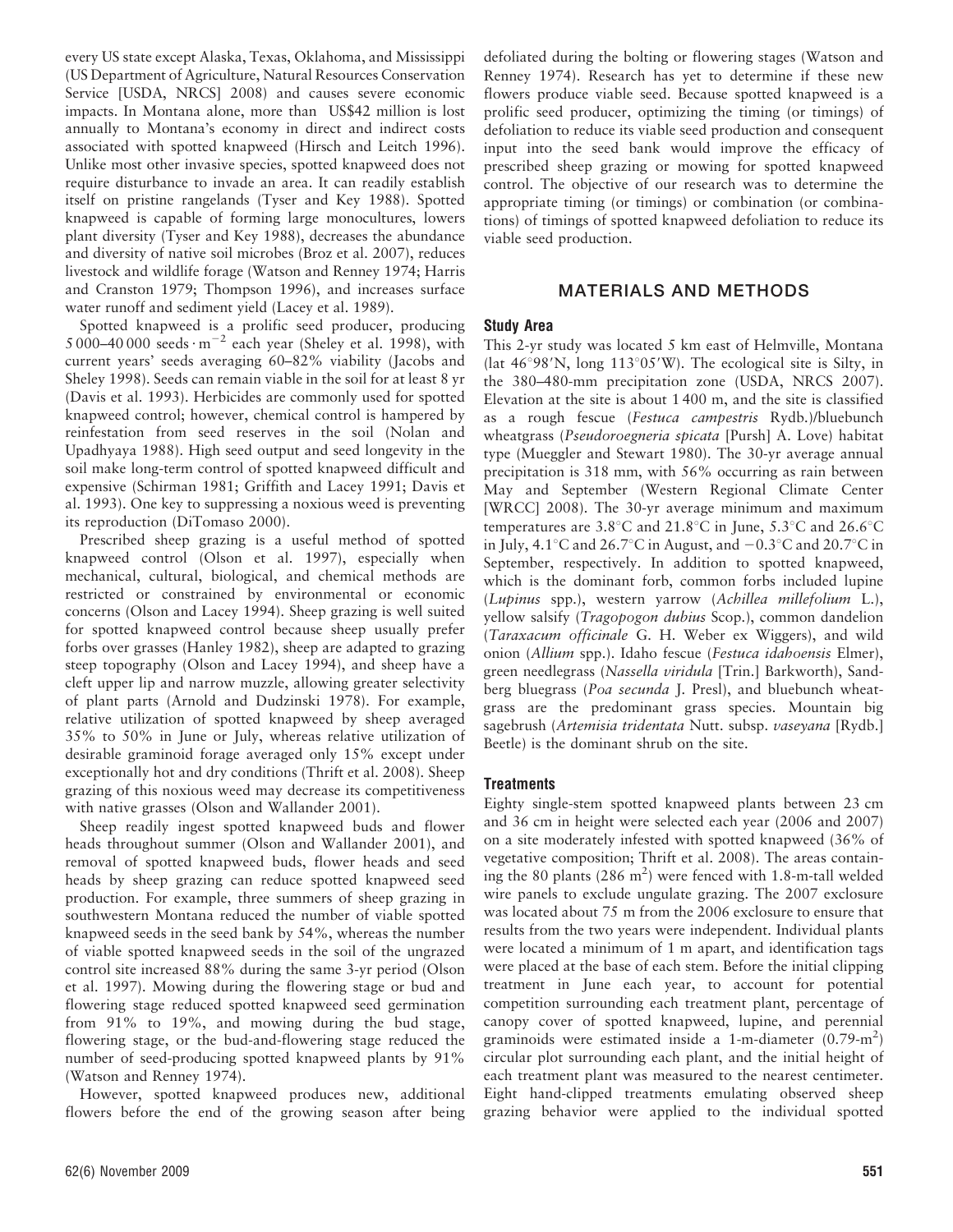every US state except Alaska, Texas, Oklahoma, and Mississippi (US Department of Agriculture, Natural Resources Conservation Service [USDA, NRCS] 2008) and causes severe economic impacts. In Montana alone, more than US$42 million is lost annually to Montana's economy in direct and indirect costs associated with spotted knapweed (Hirsch and Leitch 1996). Unlike most other invasive species, spotted knapweed does not require disturbance to invade an area. It can readily establish itself on pristine rangelands (Tyser and Key 1988). Spotted knapweed is capable of forming large monocultures, lowers plant diversity (Tyser and Key 1988), decreases the abundance and diversity of native soil microbes (Broz et al. 2007), reduces livestock and wildlife forage (Watson and Renney 1974; Harris and Cranston 1979; Thompson 1996), and increases surface water runoff and sediment yield (Lacey et al. 1989).

Spotted knapweed is a prolific seed producer, producing 5 000–40 000 seeds $\cdot$ m$^{-2}$ each year (Sheley et al. 1998), with current years' seeds averaging 60–82% viability (Jacobs and Sheley 1998). Seeds can remain viable in the soil for at least 8 yr (Davis et al. 1993). Herbicides are commonly used for spotted knapweed control; however, chemical control is hampered by reinfestation from seed reserves in the soil (Nolan and Upadhyaya 1988). High seed output and seed longevity in the soil make long-term control of spotted knapweed difficult and expensive (Schirman 1981; Griffith and Lacey 1991; Davis et al. 1993). One key to suppressing a noxious weed is preventing its reproduction (DiTomaso 2000).

Prescribed sheep grazing is a useful method of spotted knapweed control (Olson et al. 1997), especially when mechanical, cultural, biological, and chemical methods are restricted or constrained by environmental or economic concerns (Olson and Lacey 1994). Sheep grazing is well suited for spotted knapweed control because sheep usually prefer forbs over grasses (Hanley 1982), sheep are adapted to grazing steep topography (Olson and Lacey 1994), and sheep have a cleft upper lip and narrow muzzle, allowing greater selectivity of plant parts (Arnold and Dudzinski 1978). For example, relative utilization of spotted knapweed by sheep averaged 35% to 50% in June or July, whereas relative utilization of desirable graminoid forage averaged only 15% except under exceptionally hot and dry conditions (Thrift et al. 2008). Sheep grazing of this noxious weed may decrease its competitiveness with native grasses (Olson and Wallander 2001).

Sheep readily ingest spotted knapweed buds and flower heads throughout summer (Olson and Wallander 2001), and removal of spotted knapweed buds, flower heads and seed heads by sheep grazing can reduce spotted knapweed seed production. For example, three summers of sheep grazing in southwestern Montana reduced the number of viable spotted knapweed seeds in the seed bank by 54%, whereas the number of viable spotted knapweed seeds in the soil of the ungrazed control site increased 88% during the same 3-yr period (Olson et al. 1997). Mowing during the flowering stage or bud and flowering stage reduced spotted knapweed seed germination from 91% to 19%, and mowing during the bud stage, flowering stage, or the bud-and-flowering stage reduced the number of seed-producing spotted knapweed plants by 91% (Watson and Renney 1974).

However, spotted knapweed produces new, additional flowers before the end of the growing season after being defoliated during the bolting or flowering stages (Watson and Renney 1974). Research has yet to determine if these new flowers produce viable seed. Because spotted knapweed is a prolific seed producer, optimizing the timing (or timings) of defoliation to reduce its viable seed production and consequent input into the seed bank would improve the efficacy of prescribed sheep grazing or mowing for spotted knapweed control. The objective of our research was to determine the appropriate timing (or timings) or combination (or combinations) of timings of spotted knapweed defoliation to reduce its viable seed production.

## MATERIALS AND METHODS

### Study Area

This 2-yr study was located 5 km east of Helmville, Montana (lat 46°98′N, long 113°05′W). The ecological site is Silty, in the 380–480-mm precipitation zone (USDA, NRCS 2007). Elevation at the site is about 1 400 m, and the site is classified as a rough fescue (*Festuca campestris* Rydb.)/bluebunch wheatgrass (*Pseudoroegneria spicata* [Pursh] A. Love) habitat type (Mueggler and Stewart 1980). The 30-yr average annual precipitation is 318 mm, with 56% occurring as rain between May and September (Western Regional Climate Center [WRCC] 2008). The 30-yr average minimum and maximum temperatures are 3.8°C and 21.8°C in June, 5.3°C and 26.6°C in July, 4.1°C and 26.7°C in August, and −0.3°C and 20.7°C in September, respectively. In addition to spotted knapweed, which is the dominant forb, common forbs included lupine (*Lupinus* spp.), western yarrow (*Achillea millefolium* L.), yellow salsify (*Tragopogon dubius* Scop.), common dandelion (*Taraxacum officinale* G. H. Weber ex Wiggers), and wild onion (*Allium* spp.). Idaho fescue (*Festuca idahoensis* Elmer), green needlegrass (*Nassella viridula* [Trin.] Barkworth), Sandberg bluegrass (*Poa secunda* J. Presl), and bluebunch wheatgrass are the predominant grass species. Mountain big sagebrush (*Artemisia tridentata* Nutt. subsp. *vaseyana* [Rydb.] Beetle) is the dominant shrub on the site.

### Treatments

Eighty single-stem spotted knapweed plants between 23 cm and 36 cm in height were selected each year (2006 and 2007) on a site moderately infested with spotted knapweed (36% of vegetative composition; Thrift et al. 2008). The areas containing the 80 plants (286 m$^2$) were fenced with 1.8-m-tall welded wire panels to exclude ungulate grazing. The 2007 exclosure was located about 75 m from the 2006 exclosure to ensure that results from the two years were independent. Individual plants were located a minimum of 1 m apart, and identification tags were placed at the base of each stem. Before the initial clipping treatment in June each year, to account for potential competition surrounding each treatment plant, percentage of canopy cover of spotted knapweed, lupine, and perennial graminoids were estimated inside a 1-m-diameter (0.79-m$^2$) circular plot surrounding each plant, and the initial height of each treatment plant was measured to the nearest centimeter. Eight hand-clipped treatments emulating observed sheep grazing behavior were applied to the individual spotted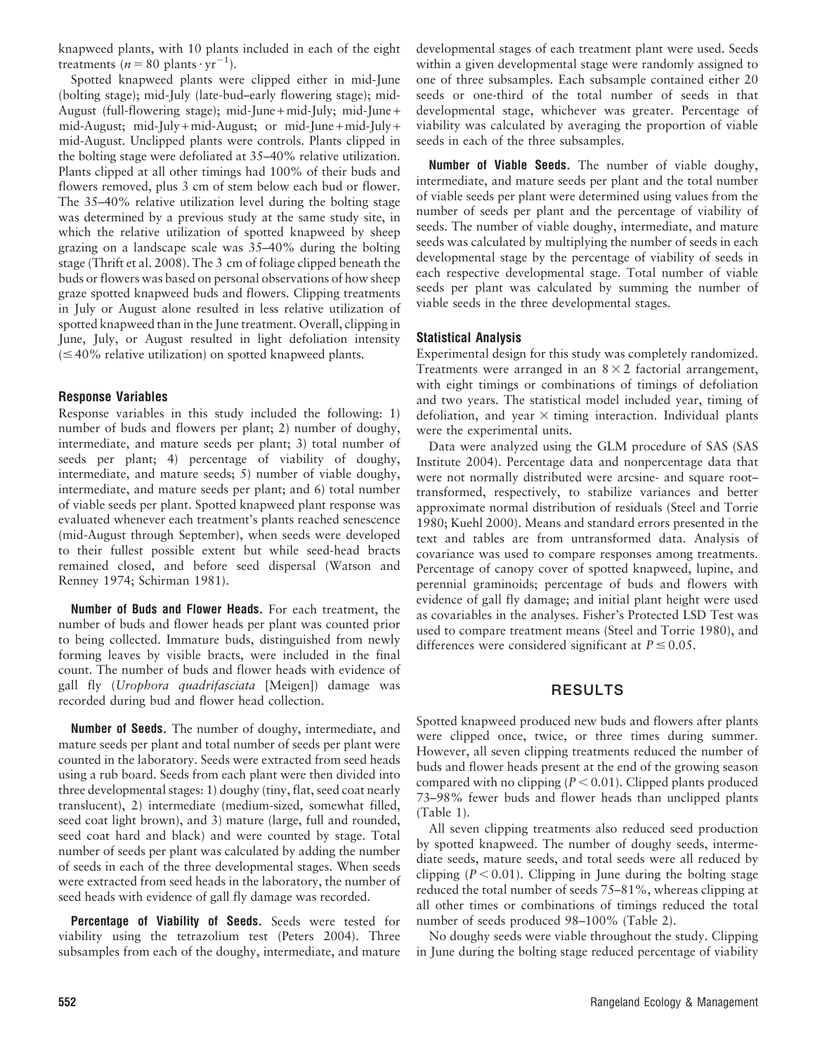knapweed plants, with 10 plants included in each of the eight treatments ($n = 80$ plants $\cdot$ yr$^{-1}$).

Spotted knapweed plants were clipped either in mid-June (bolting stage); mid-July (late-bud–early flowering stage); mid-August (full-flowering stage); mid-June + mid-July; mid-June + mid-August; mid-July + mid-August; or mid-June + mid-July + mid-August. Unclipped plants were controls. Plants clipped in the bolting stage were defoliated at 35–40% relative utilization. Plants clipped at all other timings had 100% of their buds and flowers removed, plus 3 cm of stem below each bud or flower. The 35–40% relative utilization level during the bolting stage was determined by a previous study at the same study site, in which the relative utilization of spotted knapweed by sheep grazing on a landscape scale was 35–40% during the bolting stage (Thrift et al. 2008). The 3 cm of foliage clipped beneath the buds or flowers was based on personal observations of how sheep graze spotted knapweed buds and flowers. Clipping treatments in July or August alone resulted in less relative utilization of spotted knapweed than in the June treatment. Overall, clipping in June, July, or August resulted in light defoliation intensity ($\leq 40\%$ relative utilization) on spotted knapweed plants.

### Response Variables

Response variables in this study included the following: 1) number of buds and flowers per plant; 2) number of doughy, intermediate, and mature seeds per plant; 3) total number of seeds per plant; 4) percentage of viability of doughy, intermediate, and mature seeds; 5) number of viable doughy, intermediate, and mature seeds per plant; and 6) total number of viable seeds per plant. Spotted knapweed plant response was evaluated whenever each treatment's plants reached senescence (mid-August through September), when seeds were developed to their fullest possible extent but while seed-head bracts remained closed, and before seed dispersal (Watson and Renney 1974; Schirman 1981).

**Number of Buds and Flower Heads.** For each treatment, the number of buds and flower heads per plant was counted prior to being collected. Immature buds, distinguished from newly forming leaves by visible bracts, were included in the final count. The number of buds and flower heads with evidence of gall fly (*Urophora quadrifasciata* [Meigen]) damage was recorded during bud and flower head collection.

**Number of Seeds.** The number of doughy, intermediate, and mature seeds per plant and total number of seeds per plant were counted in the laboratory. Seeds were extracted from seed heads using a rub board. Seeds from each plant were then divided into three developmental stages: 1) doughy (tiny, flat, seed coat nearly translucent), 2) intermediate (medium-sized, somewhat filled, seed coat light brown), and 3) mature (large, full and rounded, seed coat hard and black) and were counted by stage. Total number of seeds per plant was calculated by adding the number of seeds in each of the three developmental stages. When seeds were extracted from seed heads in the laboratory, the number of seed heads with evidence of gall fly damage was recorded.

**Percentage of Viability of Seeds.** Seeds were tested for viability using the tetrazolium test (Peters 2004). Three subsamples from each of the doughy, intermediate, and mature developmental stages of each treatment plant were used. Seeds within a given developmental stage were randomly assigned to one of three subsamples. Each subsample contained either 20 seeds or one-third of the total number of seeds in that developmental stage, whichever was greater. Percentage of viability was calculated by averaging the proportion of viable seeds in each of the three subsamples.

**Number of Viable Seeds.** The number of viable doughy, intermediate, and mature seeds per plant and the total number of viable seeds per plant were determined using values from the number of seeds per plant and the percentage of viability of seeds. The number of viable doughy, intermediate, and mature seeds was calculated by multiplying the number of seeds in each developmental stage by the percentage of viability of seeds in each respective developmental stage. Total number of viable seeds per plant was calculated by summing the number of viable seeds in the three developmental stages.

### Statistical Analysis

Experimental design for this study was completely randomized. Treatments were arranged in an $8 \times 2$ factorial arrangement, with eight timings or combinations of timings of defoliation and two years. The statistical model included year, timing of defoliation, and year $\times$ timing interaction. Individual plants were the experimental units.

Data were analyzed using the GLM procedure of SAS (SAS Institute 2004). Percentage data and nonpercentage data that were not normally distributed were arcsine- and square root–transformed, respectively, to stabilize variances and better approximate normal distribution of residuals (Steel and Torrie 1980; Kuehl 2000). Means and standard errors presented in the text and tables are from untransformed data. Analysis of covariance was used to compare responses among treatments. Percentage of canopy cover of spotted knapweed, lupine, and perennial graminoids; percentage of buds and flowers with evidence of gall fly damage; and initial plant height were used as covariables in the analyses. Fisher's Protected LSD Test was used to compare treatment means (Steel and Torrie 1980), and differences were considered significant at $P \leq 0.05$.

## RESULTS

Spotted knapweed produced new buds and flowers after plants were clipped once, twice, or three times during summer. However, all seven clipping treatments reduced the number of buds and flower heads present at the end of the growing season compared with no clipping ($P < 0.01$). Clipped plants produced 73–98% fewer buds and flower heads than unclipped plants (Table 1).

All seven clipping treatments also reduced seed production by spotted knapweed. The number of doughy seeds, intermediate seeds, mature seeds, and total seeds were all reduced by clipping ($P < 0.01$). Clipping in June during the bolting stage reduced the total number of seeds 75–81%, whereas clipping at all other times or combinations of timings reduced the total number of seeds produced 98–100% (Table 2).

No doughy seeds were viable throughout the study. Clipping in June during the bolting stage reduced percentage of viability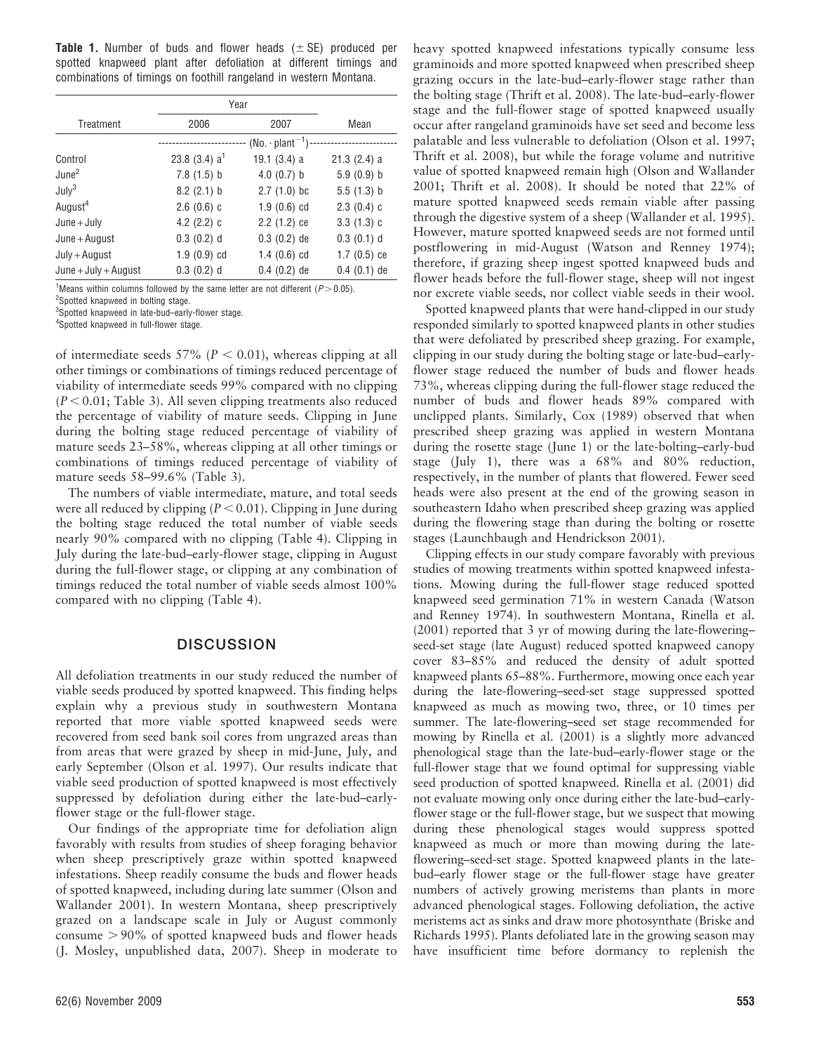**Table 1.** Number of buds and flower heads (± SE) produced per spotted knapweed plant after defoliation at different timings and combinations of timings on foothill rangeland in western Montana.

| Treatment | Year 2006 | Year 2007 | Mean |
|---|---|---|---|
| | (No. · plant$^{-1}$) | | |
| Control | 23.8 (3.4) a[1] | 19.1 (3.4) a | 21.3 (2.4) a |
| June[2] | 7.8 (1.5) b | 4.0 (0.7) b | 5.9 (0.9) b |
| July[3] | 8.2 (2.1) b | 2.7 (1.0) bc | 5.5 (1.3) b |
| August[4] | 2.6 (0.6) c | 1.9 (0.6) cd | 2.3 (0.4) c |
| June + July | 4.2 (2.2) c | 2.2 (1.2) ce | 3.3 (1.3) c |
| June + August | 0.3 (0.2) d | 0.3 (0.2) de | 0.3 (0.1) d |
| July + August | 1.9 (0.9) cd | 1.4 (0.6) cd | 1.7 (0.5) ce |
| June + July + August | 0.3 (0.2) d | 0.4 (0.2) de | 0.4 (0.1) de |

[1]Means within columns followed by the same letter are not different ($P > 0.05$).
[2]Spotted knapweed in bolting stage.
[3]Spotted knapweed in late-bud–early-flower stage.
[4]Spotted knapweed in full-flower stage.

of intermediate seeds 57% ($P < 0.01$), whereas clipping at all other timings or combinations of timings reduced percentage of viability of intermediate seeds 99% compared with no clipping ($P < 0.01$; Table 3). All seven clipping treatments also reduced the percentage of viability of mature seeds. Clipping in June during the bolting stage reduced percentage of viability of mature seeds 23–58%, whereas clipping at all other timings or combinations of timings reduced percentage of viability of mature seeds 58–99.6% (Table 3).

The numbers of viable intermediate, mature, and total seeds were all reduced by clipping ($P < 0.01$). Clipping in June during the bolting stage reduced the total number of viable seeds nearly 90% compared with no clipping (Table 4). Clipping in July during the late-bud–early-flower stage, clipping in August during the full-flower stage, or clipping at any combination of timings reduced the total number of viable seeds almost 100% compared with no clipping (Table 4).

## DISCUSSION

All defoliation treatments in our study reduced the number of viable seeds produced by spotted knapweed. This finding helps explain why a previous study in southwestern Montana reported that more viable spotted knapweed seeds were recovered from seed bank soil cores from ungrazed areas than from areas that were grazed by sheep in mid-June, July, and early September (Olson et al. 1997). Our results indicate that viable seed production of spotted knapweed is most effectively suppressed by defoliation during either the late-bud–early-flower stage or the full-flower stage.

Our findings of the appropriate time for defoliation align favorably with results from studies of sheep foraging behavior when sheep prescriptively graze within spotted knapweed infestations. Sheep readily consume the buds and flower heads of spotted knapweed, including during late summer (Olson and Wallander 2001). In western Montana, sheep prescriptively grazed on a landscape scale in July or August commonly consume > 90% of spotted knapweed buds and flower heads (J. Mosley, unpublished data, 2007). Sheep in moderate to heavy spotted knapweed infestations typically consume less graminoids and more spotted knapweed when prescribed sheep grazing occurs in the late-bud–early-flower stage rather than the bolting stage (Thrift et al. 2008). The late-bud–early-flower stage and the full-flower stage of spotted knapweed usually occur after rangeland graminoids have set seed and become less palatable and less vulnerable to defoliation (Olson et al. 1997; Thrift et al. 2008), but while the forage volume and nutritive value of spotted knapweed remain high (Olson and Wallander 2001; Thrift et al. 2008). It should be noted that 22% of mature spotted knapweed seeds remain viable after passing through the digestive system of a sheep (Wallander et al. 1995). However, mature spotted knapweed seeds are not formed until postflowering in mid-August (Watson and Renney 1974); therefore, if grazing sheep ingest spotted knapweed buds and flower heads before the full-flower stage, sheep will not ingest nor excrete viable seeds, nor collect viable seeds in their wool.

Spotted knapweed plants that were hand-clipped in our study responded similarly to spotted knapweed plants in other studies that were defoliated by prescribed sheep grazing. For example, clipping in our study during the bolting stage or late-bud–early-flower stage reduced the number of buds and flower heads 73%, whereas clipping during the full-flower stage reduced the number of buds and flower heads 89% compared with unclipped plants. Similarly, Cox (1989) observed that when prescribed sheep grazing was applied in western Montana during the rosette stage (June 1) or the late-bolting–early-bud stage (July 1), there was a 68% and 80% reduction, respectively, in the number of plants that flowered. Fewer seed heads were also present at the end of the growing season in southeastern Idaho when prescribed sheep grazing was applied during the flowering stage than during the bolting or rosette stages (Launchbaugh and Hendrickson 2001).

Clipping effects in our study compare favorably with previous studies of mowing treatments within spotted knapweed infestations. Mowing during the full-flower stage reduced spotted knapweed seed germination 71% in western Canada (Watson and Renney 1974). In southwestern Montana, Rinella et al. (2001) reported that 3 yr of mowing during the late-flowering–seed-set stage (late August) reduced spotted knapweed canopy cover 83–85% and reduced the density of adult spotted knapweed plants 65–88%. Furthermore, mowing once each year during the late-flowering–seed-set stage suppressed spotted knapweed as much as mowing two, three, or 10 times per summer. The late-flowering–seed set stage recommended for mowing by Rinella et al. (2001) is a slightly more advanced phenological stage than the late-bud–early-flower stage or the full-flower stage that we found optimal for suppressing viable seed production of spotted knapweed. Rinella et al. (2001) did not evaluate mowing only once during either the late-bud–early-flower stage or the full-flower stage, but we suspect that mowing during these phenological stages would suppress spotted knapweed as much or more than mowing during the late-flowering–seed-set stage. Spotted knapweed plants in the late-bud–early flower stage or the full-flower stage have greater numbers of actively growing meristems than plants in more advanced phenological stages. Following defoliation, the active meristems act as sinks and draw more photosynthate (Briske and Richards 1995). Plants defoliated late in the growing season may have insufficient time before dormancy to replenish the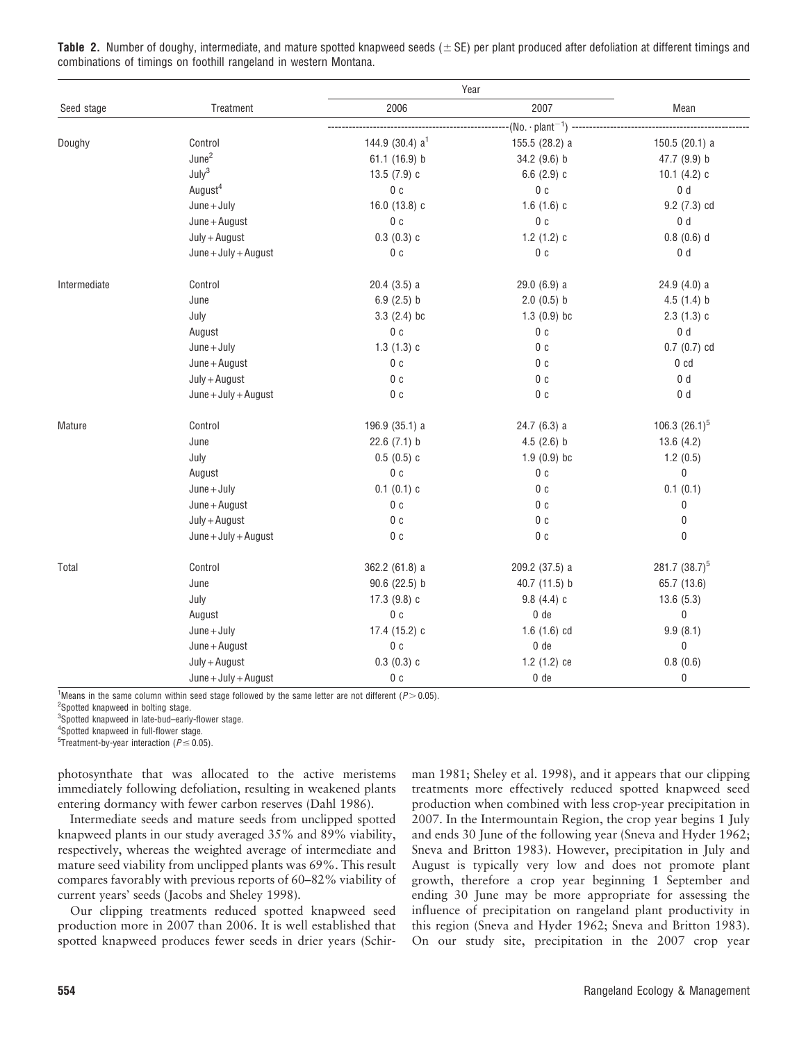**Table 2.** Number of doughy, intermediate, and mature spotted knapweed seeds (± SE) per plant produced after defoliation at different timings and combinations of timings on foothill rangeland in western Montana.

| Seed stage | Treatment | Year | | Mean |
|---|---|---|---|---|
| | | 2006 | 2007 | |
| | | (No. · plant$^{-1}$) | | |
| Doughy | Control | 144.9 (30.4) a[1] | 155.5 (28.2) a | 150.5 (20.1) a |
| | June[2] | 61.1 (16.9) b | 34.2 (9.6) b | 47.7 (9.9) b |
| | July[3] | 13.5 (7.9) c | 6.6 (2.9) c | 10.1 (4.2) c |
| | August[4] | 0 c | 0 c | 0 d |
| | June + July | 16.0 (13.8) c | 1.6 (1.6) c | 9.2 (7.3) cd |
| | June + August | 0 c | 0 c | 0 d |
| | July + August | 0.3 (0.3) c | 1.2 (1.2) c | 0.8 (0.6) d |
| | June + July + August | 0 c | 0 c | 0 d |
| Intermediate | Control | 20.4 (3.5) a | 29.0 (6.9) a | 24.9 (4.0) a |
| | June | 6.9 (2.5) b | 2.0 (0.5) b | 4.5 (1.4) b |
| | July | 3.3 (2.4) bc | 1.3 (0.9) bc | 2.3 (1.3) c |
| | August | 0 c | 0 c | 0 d |
| | June + July | 1.3 (1.3) c | 0 c | 0.7 (0.7) cd |
| | June + August | 0 c | 0 c | 0 cd |
| | July + August | 0 c | 0 c | 0 d |
| | June + July + August | 0 c | 0 c | 0 d |
| Mature | Control | 196.9 (35.1) a | 24.7 (6.3) a | 106.3 (26.1)[5] |
| | June | 22.6 (7.1) b | 4.5 (2.6) b | 13.6 (4.2) |
| | July | 0.5 (0.5) c | 1.9 (0.9) bc | 1.2 (0.5) |
| | August | 0 c | 0 c | 0 |
| | June + July | 0.1 (0.1) c | 0 c | 0.1 (0.1) |
| | June + August | 0 c | 0 c | 0 |
| | July + August | 0 c | 0 c | 0 |
| | June + July + August | 0 c | 0 c | 0 |
| Total | Control | 362.2 (61.8) a | 209.2 (37.5) a | 281.7 (38.7)[5] |
| | June | 90.6 (22.5) b | 40.7 (11.5) b | 65.7 (13.6) |
| | July | 17.3 (9.8) c | 9.8 (4.4) c | 13.6 (5.3) |
| | August | 0 c | 0 de | 0 |
| | June + July | 17.4 (15.2) c | 1.6 (1.6) cd | 9.9 (8.1) |
| | June + August | 0 c | 0 de | 0 |
| | July + August | 0.3 (0.3) c | 1.2 (1.2) ce | 0.8 (0.6) |
| | June + July + August | 0 c | 0 de | 0 |

[1]Means in the same column within seed stage followed by the same letter are not different ($P > 0.05$).
[2]Spotted knapweed in bolting stage.
[3]Spotted knapweed in late-bud–early-flower stage.
[4]Spotted knapweed in full-flower stage.
[5]Treatment-by-year interaction ($P \leq 0.05$).

photosynthate that was allocated to the active meristems immediately following defoliation, resulting in weakened plants entering dormancy with fewer carbon reserves (Dahl 1986).

Intermediate seeds and mature seeds from unclipped spotted knapweed plants in our study averaged 35% and 89% viability, respectively, whereas the weighted average of intermediate and mature seed viability from unclipped plants was 69%. This result compares favorably with previous reports of 60–82% viability of current years' seeds (Jacobs and Sheley 1998).

Our clipping treatments reduced spotted knapweed seed production more in 2007 than 2006. It is well established that spotted knapweed produces fewer seeds in drier years (Schirman 1981; Sheley et al. 1998), and it appears that our clipping treatments more effectively reduced spotted knapweed seed production when combined with less crop-year precipitation in 2007. In the Intermountain Region, the crop year begins 1 July and ends 30 June of the following year (Sneva and Hyder 1962; Sneva and Britton 1983). However, precipitation in July and August is typically very low and does not promote plant growth, therefore a crop year beginning 1 September and ending 30 June may be more appropriate for assessing the influence of precipitation on rangeland plant productivity in this region (Sneva and Hyder 1962; Sneva and Britton 1983). On our study site, precipitation in the 2007 crop year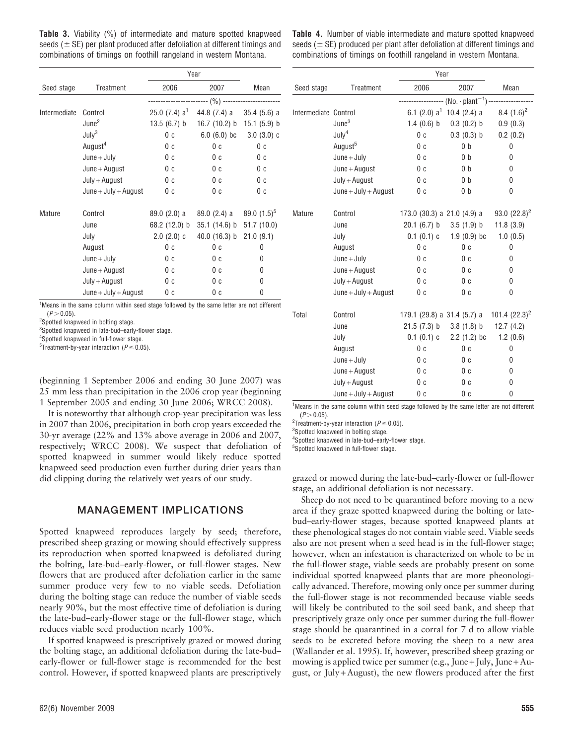**Table 3.** Viability (%) of intermediate and mature spotted knapweed seeds (± SE) per plant produced after defoliation at different timings and combinations of timings on foothill rangeland in western Montana.

| Seed stage | Treatment | Year | | Mean |
|---|---|---|---|---|
| | | 2006 | 2007 | |
| | | (%) | | |
| Intermediate | Control | 25.0 (7.4) a[1] | 44.8 (7.4) a | 35.4 (5.6) a |
| | June[2] | 13.5 (6.7) b | 16.7 (10.2) b | 15.1 (5.9) b |
| | July[3] | 0 c | 6.0 (6.0) bc | 3.0 (3.0) c |
| | August[4] | 0 c | 0 c | 0 c |
| | June + July | 0 c | 0 c | 0 c |
| | June + August | 0 c | 0 c | 0 c |
| | July + August | 0 c | 0 c | 0 c |
| | June + July + August | 0 c | 0 c | 0 c |
| Mature | Control | 89.0 (2.0) a | 89.0 (2.4) a | 89.0 (1.5)[5] |
| | June | 68.2 (12.0) b | 35.1 (14.6) b | 51.7 (10.0) |
| | July | 2.0 (2.0) c | 40.0 (16.3) b | 21.0 (9.1) |
| | August | 0 c | 0 c | 0 |
| | June + July | 0 c | 0 c | 0 |
| | June + August | 0 c | 0 c | 0 |
| | July + August | 0 c | 0 c | 0 |
| | June + July + August | 0 c | 0 c | 0 |

[1]Means in the same column within seed stage followed by the same letter are not different ($P > 0.05$).
[2]Spotted knapweed in bolting stage.
[3]Spotted knapweed in late-bud–early-flower stage.
[4]Spotted knapweed in full-flower stage.
[5]Treatment-by-year interaction ($P \leq 0.05$).

(beginning 1 September 2006 and ending 30 June 2007) was 25 mm less than precipitation in the 2006 crop year (beginning 1 September 2005 and ending 30 June 2006; WRCC 2008).

It is noteworthy that although crop-year precipitation was less in 2007 than 2006, precipitation in both crop years exceeded the 30-yr average (22% and 13% above average in 2006 and 2007, respectively; WRCC 2008). We suspect that defoliation of spotted knapweed in summer would likely reduce spotted knapweed seed production even further during drier years than did clipping during the relatively wet years of our study.

## MANAGEMENT IMPLICATIONS

Spotted knapweed reproduces largely by seed; therefore, prescribed sheep grazing or mowing should effectively suppress its reproduction when spotted knapweed is defoliated during the bolting, late-bud–early-flower, or full-flower stages. New flowers that are produced after defoliation earlier in the same summer produce very few to no viable seeds. Defoliation during the bolting stage can reduce the number of viable seeds nearly 90%, but the most effective time of defoliation is during the late-bud–early-flower stage or the full-flower stage, which reduces viable seed production nearly 100%.

If spotted knapweed is prescriptively grazed or mowed during the bolting stage, an additional defoliation during the late-bud–early-flower or full-flower stage is recommended for the best control. However, if spotted knapweed plants are prescriptively grazed or mowed during the late-bud–early-flower or full-flower stage, an additional defoliation is not necessary.

Sheep do not need to be quarantined before moving to a new area if they graze spotted knapweed during the bolting or late-bud–early-flower stages, because spotted knapweed plants at these phenological stages do not contain viable seed. Viable seeds also are not present when a seed head is in the full-flower stage; however, when an infestation is characterized on whole to be in the full-flower stage, viable seeds are probably present on some individual spotted knapweed plants that are more pheonologically advanced. Therefore, mowing only once per summer during the full-flower stage is not recommended because viable seeds will likely be contributed to the soil seed bank, and sheep that prescriptively graze only once per summer during the full-flower stage should be quarantined in a corral for 7 d to allow viable seeds to be excreted before moving the sheep to a new area (Wallander et al. 1995). If, however, prescribed sheep grazing or mowing is applied twice per summer (e.g., June + July, June + August, or July + August), the new flowers produced after the first

**Table 4.** Number of viable intermediate and mature spotted knapweed seeds (± SE) produced per plant after defoliation at different timings and combinations of timings on foothill rangeland in western Montana.

| Seed stage | Treatment | Year | | Mean |
|---|---|---|---|---|
| | | 2006 | 2007 | |
| | | (No. · plant$^{-1}$) | | |
| Intermediate | Control | 6.1 (2.0) a[1] | 10.4 (2.4) a | 8.4 (1.6)[2] |
| | June[3] | 1.4 (0.6) b | 0.3 (0.2) b | 0.9 (0.3) |
| | July[4] | 0 c | 0.3 (0.3) b | 0.2 (0.2) |
| | August[5] | 0 c | 0 b | 0 |
| | June + July | 0 c | 0 b | 0 |
| | June + August | 0 c | 0 b | 0 |
| | July + August | 0 c | 0 b | 0 |
| | June + July + August | 0 c | 0 b | 0 |
| Mature | Control | 173.0 (30.3) a | 21.0 (4.9) a | 93.0 (22.8)[2] |
| | June | 20.1 (6.7) b | 3.5 (1.9) b | 11.8 (3.9) |
| | July | 0.1 (0.1) c | 1.9 (0.9) bc | 1.0 (0.5) |
| | August | 0 c | 0 c | 0 |
| | June + July | 0 c | 0 c | 0 |
| | June + August | 0 c | 0 c | 0 |
| | July + August | 0 c | 0 c | 0 |
| | June + July + August | 0 c | 0 c | 0 |
| Total | Control | 179.1 (29.8) a | 31.4 (5.7) a | 101.4 (22.3)[2] |
| | June | 21.5 (7.3) b | 3.8 (1.8) b | 12.7 (4.2) |
| | July | 0.1 (0.1) c | 2.2 (1.2) bc | 1.2 (0.6) |
| | August | 0 c | 0 c | 0 |
| | June + July | 0 c | 0 c | 0 |
| | June + August | 0 c | 0 c | 0 |
| | July + August | 0 c | 0 c | 0 |
| | June + July + August | 0 c | 0 c | 0 |

[1]Means in the same column within seed stage followed by the same letter are not different ($P > 0.05$).
[2]Treatment-by-year interaction ($P \leq 0.05$).
[3]Spotted knapweed in bolting stage.
[4]Spotted knapweed in late-bud–early-flower stage.
[5]Spotted knapweed in full-flower stage.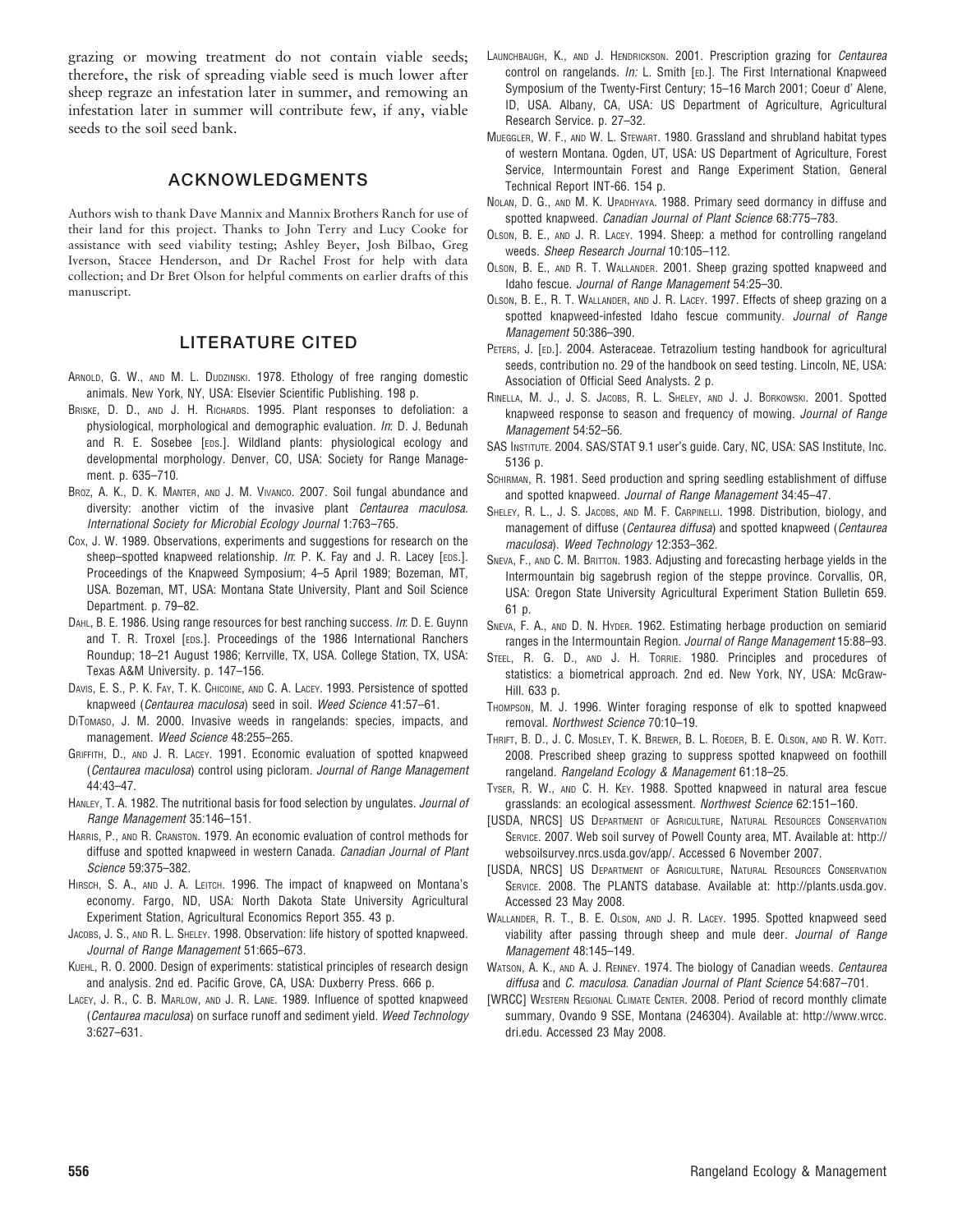grazing or mowing treatment do not contain viable seeds; therefore, the risk of spreading viable seed is much lower after sheep regraze an infestation later in summer, and removing an infestation later in summer will contribute few, if any, viable seeds to the soil seed bank.

## ACKNOWLEDGMENTS

Authors wish to thank Dave Mannix and Mannix Brothers Ranch for use of their land for this project. Thanks to John Terry and Lucy Cooke for assistance with seed viability testing; Ashley Beyer, Josh Bilbao, Greg Iverson, Stacee Henderson, and Dr Rachel Frost for help with data collection; and Dr Bret Olson for helpful comments on earlier drafts of this manuscript.

## LITERATURE CITED

Arnold, G. W., and M. L. Dudzinski. 1978. Ethology of free ranging domestic animals. New York, NY, USA: Elsevier Scientific Publishing. 198 p.

Briske, D. D., and J. H. Richards. 1995. Plant responses to defoliation: a physiological, morphological and demographic evaluation. *In*: D. J. Bedunah and R. E. Sosebee [eds.]. Wildland plants: physiological ecology and developmental morphology. Denver, CO, USA: Society for Range Management. p. 635–710.

Broz, A. K., D. K. Manter, and J. M. Vivanco. 2007. Soil fungal abundance and diversity: another victim of the invasive plant *Centaurea maculosa*. *International Society for Microbial Ecology Journal* 1:763–765.

Cox, J. W. 1989. Observations, experiments and suggestions for research on the sheep–spotted knapweed relationship. *In*: P. K. Fay and J. R. Lacey [eds.]. Proceedings of the Knapweed Symposium; 4–5 April 1989; Bozeman, MT, USA. Bozeman, MT, USA: Montana State University, Plant and Soil Science Department. p. 79–82.

Dahl, B. E. 1986. Using range resources for best ranching success. *In*: D. E. Guynn and T. R. Troxel [eds.]. Proceedings of the 1986 International Ranchers Roundup; 18–21 August 1986; Kerrville, TX, USA. College Station, TX, USA: Texas A&M University. p. 147–156.

Davis, E. S., P. K. Fay, T. K. Chicoine, and C. A. Lacey. 1993. Persistence of spotted knapweed (*Centaurea maculosa*) seed in soil. *Weed Science* 41:57–61.

DiTomaso, J. M. 2000. Invasive weeds in rangelands: species, impacts, and management. *Weed Science* 48:255–265.

Griffith, D., and J. R. Lacey. 1991. Economic evaluation of spotted knapweed (*Centaurea maculosa*) control using picloram. *Journal of Range Management* 44:43–47.

Hanley, T. A. 1982. The nutritional basis for food selection by ungulates. *Journal of Range Management* 35:146–151.

Harris, P., and R. Cranston. 1979. An economic evaluation of control methods for diffuse and spotted knapweed in western Canada. *Canadian Journal of Plant Science* 59:375–382.

Hirsch, S. A., and J. A. Leitch. 1996. The impact of knapweed on Montana's economy. Fargo, ND, USA: North Dakota State University Agricultural Experiment Station, Agricultural Economics Report 355. 43 p.

Jacobs, J. S., and R. L. Sheley. 1998. Observation: life history of spotted knapweed. *Journal of Range Management* 51:665–673.

Kuehl, R. O. 2000. Design of experiments: statistical principles of research design and analysis. 2nd ed. Pacific Grove, CA, USA: Duxberry Press. 666 p.

Lacey, J. R., C. B. Marlow, and J. R. Lane. 1989. Influence of spotted knapweed (*Centaurea maculosa*) on surface runoff and sediment yield. *Weed Technology* 3:627–631.

Launchbaugh, K., and J. Hendrickson. 2001. Prescription grazing for *Centaurea* control on rangelands. *In:* L. Smith [ed.]. The First International Knapweed Symposium of the Twenty-First Century; 15–16 March 2001; Coeur d' Alene, ID, USA. Albany, CA, USA: US Department of Agriculture, Agricultural Research Service. p. 27–32.

Mueggler, W. F., and W. L. Stewart. 1980. Grassland and shrubland habitat types of western Montana. Ogden, UT, USA: US Department of Agriculture, Forest Service, Intermountain Forest and Range Experiment Station, General Technical Report INT-66. 154 p.

Nolan, D. G., and M. K. Upadhyaya. 1988. Primary seed dormancy in diffuse and spotted knapweed. *Canadian Journal of Plant Science* 68:775–783.

Olson, B. E., and J. R. Lacey. 1994. Sheep: a method for controlling rangeland weeds. *Sheep Research Journal* 10:105–112.

Olson, B. E., and R. T. Wallander. 2001. Sheep grazing spotted knapweed and Idaho fescue. *Journal of Range Management* 54:25–30.

Olson, B. E., R. T. Wallander, and J. R. Lacey. 1997. Effects of sheep grazing on a spotted knapweed-infested Idaho fescue community. *Journal of Range Management* 50:386–390.

Peters, J. [ed.]. 2004. Asteraceae. Tetrazolium testing handbook for agricultural seeds, contribution no. 29 of the handbook on seed testing. Lincoln, NE, USA: Association of Official Seed Analysts. 2 p.

Rinella, M. J., J. S. Jacobs, R. L. Sheley, and J. J. Borkowski. 2001. Spotted knapweed response to season and frequency of mowing. *Journal of Range Management* 54:52–56.

SAS Institute. 2004. SAS/STAT 9.1 user's guide. Cary, NC, USA: SAS Institute, Inc. 5136 p.

Schirman, R. 1981. Seed production and spring seedling establishment of diffuse and spotted knapweed. *Journal of Range Management* 34:45–47.

Sheley, R. L., J. S. Jacobs, and M. F. Carpinelli. 1998. Distribution, biology, and management of diffuse (*Centaurea diffusa*) and spotted knapweed (*Centaurea maculosa*). *Weed Technology* 12:353–362.

Sneva, F., and C. M. Britton. 1983. Adjusting and forecasting herbage yields in the Intermountain big sagebrush region of the steppe province. Corvallis, OR, USA: Oregon State University Agricultural Experiment Station Bulletin 659. 61 p.

Sneva, F. A., and D. N. Hyder. 1962. Estimating herbage production on semiarid ranges in the Intermountain Region. *Journal of Range Management* 15:88–93.

Steel, R. G. D., and J. H. Torrie. 1980. Principles and procedures of statistics: a biometrical approach. 2nd ed. New York, NY, USA: McGraw-Hill. 633 p.

Thompson, M. J. 1996. Winter foraging response of elk to spotted knapweed removal. *Northwest Science* 70:10–19.

Thrift, B. D., J. C. Mosley, T. K. Brewer, B. L. Roeder, B. E. Olson, and R. W. Kott. 2008. Prescribed sheep grazing to suppress spotted knapweed on foothill rangeland. *Rangeland Ecology & Management* 61:18–25.

Tyser, R. W., and C. H. Key. 1988. Spotted knapweed in natural area fescue grasslands: an ecological assessment. *Northwest Science* 62:151–160.

[USDA, NRCS] US Department of Agriculture, Natural Resources Conservation Service. 2007. Web soil survey of Powell County area, MT. Available at: http://websoilsurvey.nrcs.usda.gov/app/. Accessed 6 November 2007.

[USDA, NRCS] US Department of Agriculture, Natural Resources Conservation Service. 2008. The PLANTS database. Available at: http://plants.usda.gov. Accessed 23 May 2008.

Wallander, R. T., B. E. Olson, and J. R. Lacey. 1995. Spotted knapweed seed viability after passing through sheep and mule deer. *Journal of Range Management* 48:145–149.

Watson, A. K., and A. J. Renney. 1974. The biology of Canadian weeds. *Centaurea diffusa* and *C. maculosa*. *Canadian Journal of Plant Science* 54:687–701.

[WRCC] Western Regional Climate Center. 2008. Period of record monthly climate summary, Ovando 9 SSE, Montana (246304). Available at: http://www.wrcc.dri.edu. Accessed 23 May 2008.